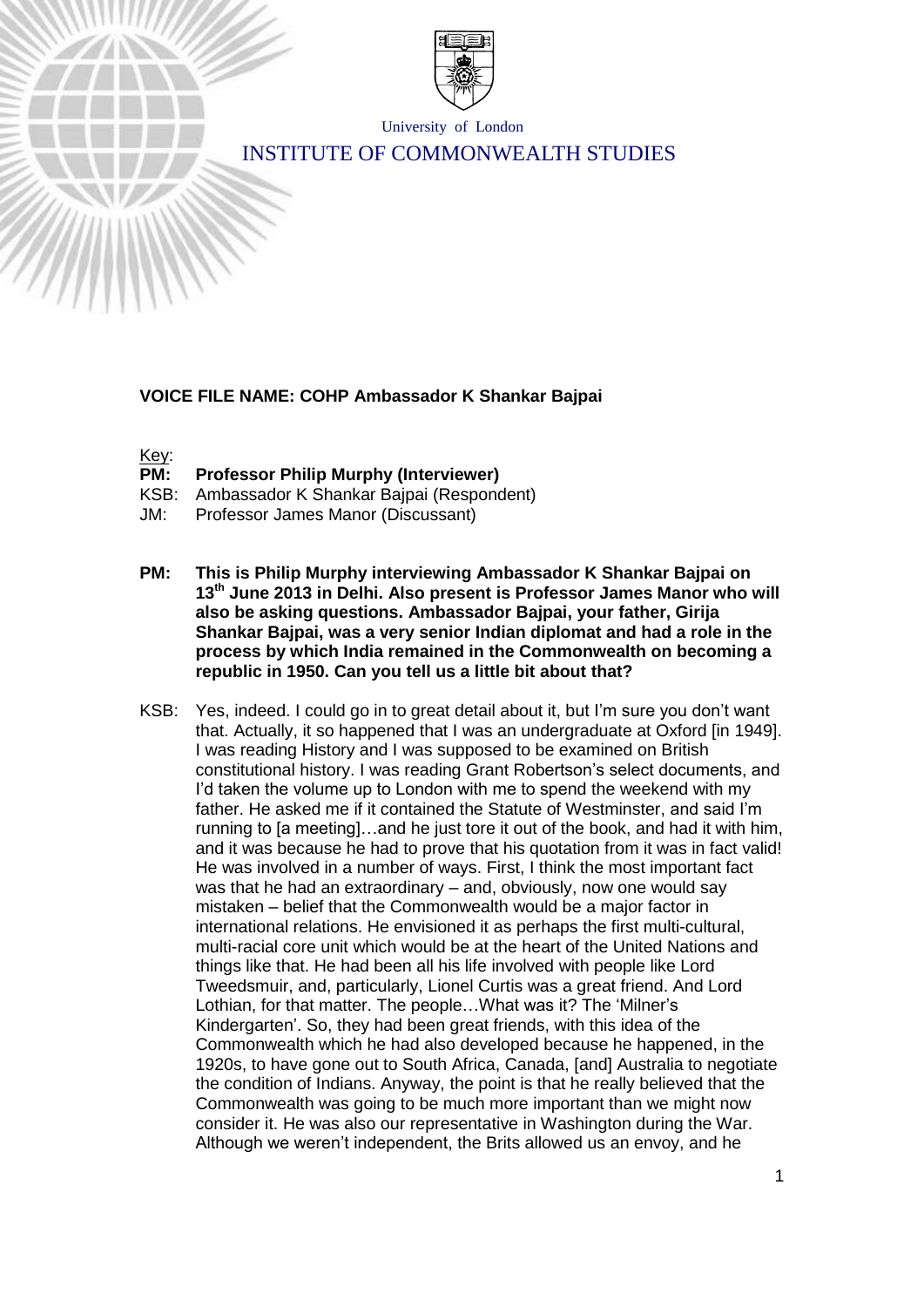University of London

INSTITUTE OF COMMONWEALTH STUDIES

**VOICE FILE NAME: COHP Ambassador K Shankar Bajpai**

Key:

**PM: Professor Philip Murphy (Interviewer)**

KSB: Ambassador K Shankar Bajpai (Respondent)

JM: Professor James Manor (Discussant)

**PM: This is Philip Murphy interviewing Ambassador K Shankar Bajpai on 13th June 2013 in Delhi. Also present is Professor James Manor who will also be asking questions. Ambassador Bajpai, your father, Girija Shankar Bajpai, was a very senior Indian diplomat and had a role in the process by which India remained in the Commonwealth on becoming a republic in 1950. Can you tell us a little bit about that?**

KSB: Yes, indeed. I could go in to great detail about it, but I'm sure you don't want that. Actually, it so happened that I was an undergraduate at Oxford [in 1949]. I was reading History and I was supposed to be examined on British constitutional history. I was reading Grant Robertson's select documents, and I'd taken the volume up to London with me to spend the weekend with my father. He asked me if it contained the Statute of Westminster, and said I'm running to [a meeting]…and he just tore it out of the book, and had it with him, and it was because he had to prove that his quotation from it was in fact valid! He was involved in a number of ways. First, I think the most important fact was that he had an extraordinary – and, obviously, now one would say mistaken – belief that the Commonwealth would be a major factor in international relations. He envisioned it as perhaps the first multi-cultural, multi-racial core unit which would be at the heart of the United Nations and things like that. He had been all his life involved with people like Lord Tweedsmuir, and, particularly, Lionel Curtis was a great friend. And Lord Lothian, for that matter. The people…What was it? The 'Milner's Kindergarten'. So, they had been great friends, with this idea of the Commonwealth which he had also developed because he happened, in the 1920s, to have gone out to South Africa, Canada, [and] Australia to negotiate the condition of Indians. Anyway, the point is that he really believed that the Commonwealth was going to be much more important than we might now consider it. He was also our representative in Washington during the War. Although we weren't independent, the Brits allowed us an envoy, and he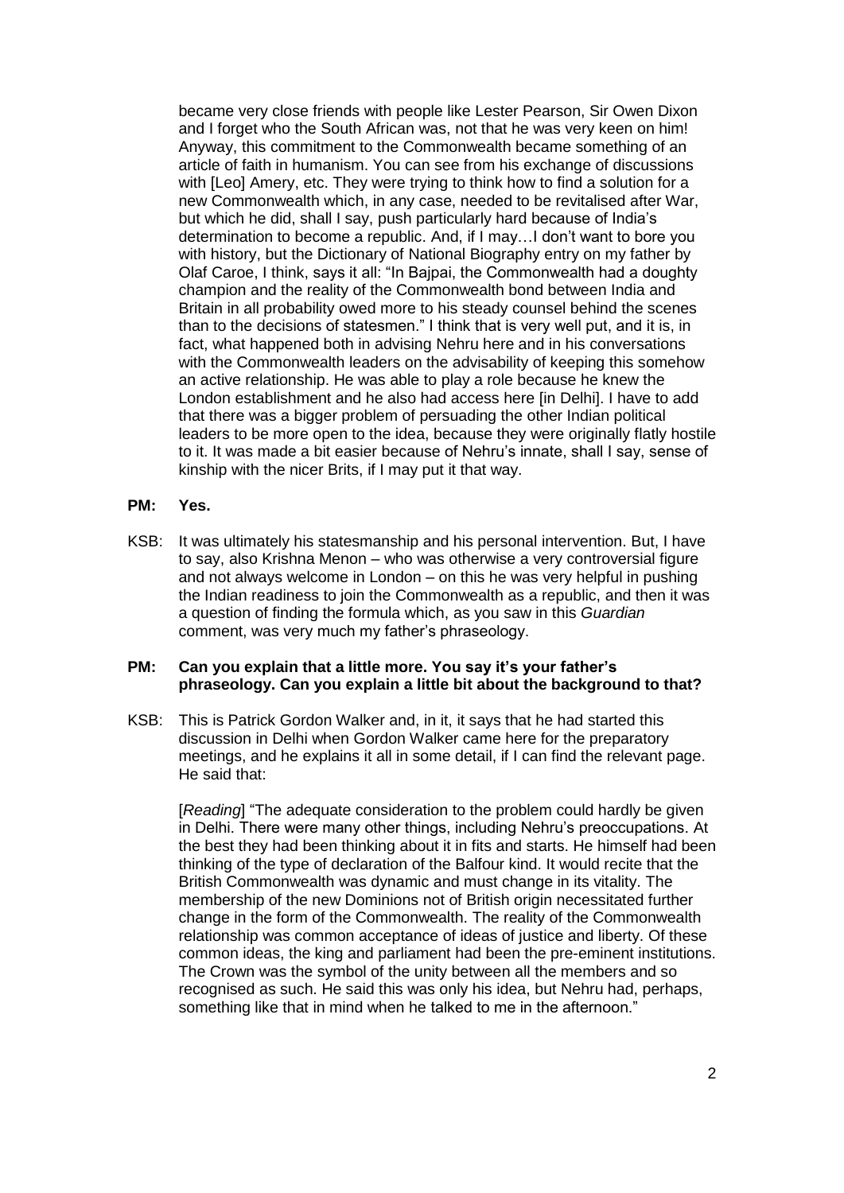became very close friends with people like Lester Pearson, Sir Owen Dixon and I forget who the South African was, not that he was very keen on him! Anyway, this commitment to the Commonwealth became something of an article of faith in humanism. You can see from his exchange of discussions with [Leo] Amery, etc. They were trying to think how to find a solution for a new Commonwealth which, in any case, needed to be revitalised after War, but which he did, shall I say, push particularly hard because of India's determination to become a republic. And, if I may…I don't want to bore you with history, but the Dictionary of National Biography entry on my father by Olaf Caroe, I think, says it all: "In Bajpai, the Commonwealth had a doughty champion and the reality of the Commonwealth bond between India and Britain in all probability owed more to his steady counsel behind the scenes than to the decisions of statesmen." I think that is very well put, and it is, in fact, what happened both in advising Nehru here and in his conversations with the Commonwealth leaders on the advisability of keeping this somehow an active relationship. He was able to play a role because he knew the London establishment and he also had access here [in Delhi]. I have to add that there was a bigger problem of persuading the other Indian political leaders to be more open to the idea, because they were originally flatly hostile to it. It was made a bit easier because of Nehru's innate, shall I say, sense of kinship with the nicer Brits, if I may put it that way.

**PM: Yes.**

KSB: It was ultimately his statesmanship and his personal intervention. But, I have to say, also Krishna Menon – who was otherwise a very controversial figure and not always welcome in London – on this he was very helpful in pushing the Indian readiness to join the Commonwealth as a republic, and then it was a question of finding the formula which, as you saw in this *Guardian* comment, was very much my father's phraseology.

**PM: Can you explain that a little more. You say it's your father's phraseology. Can you explain a little bit about the background to that?**

KSB: This is Patrick Gordon Walker and, in it, it says that he had started this discussion in Delhi when Gordon Walker came here for the preparatory meetings, and he explains it all in some detail, if I can find the relevant page. He said that:

> [*Reading*] "The adequate consideration to the problem could hardly be given in Delhi. There were many other things, including Nehru's preoccupations. At the best they had been thinking about it in fits and starts. He himself had been thinking of the type of declaration of the Balfour kind. It would recite that the British Commonwealth was dynamic and must change in its vitality. The membership of the new Dominions not of British origin necessitated further change in the form of the Commonwealth. The reality of the Commonwealth relationship was common acceptance of ideas of justice and liberty. Of these common ideas, the king and parliament had been the pre-eminent institutions. The Crown was the symbol of the unity between all the members and so recognised as such. He said this was only his idea, but Nehru had, perhaps, something like that in mind when he talked to me in the afternoon."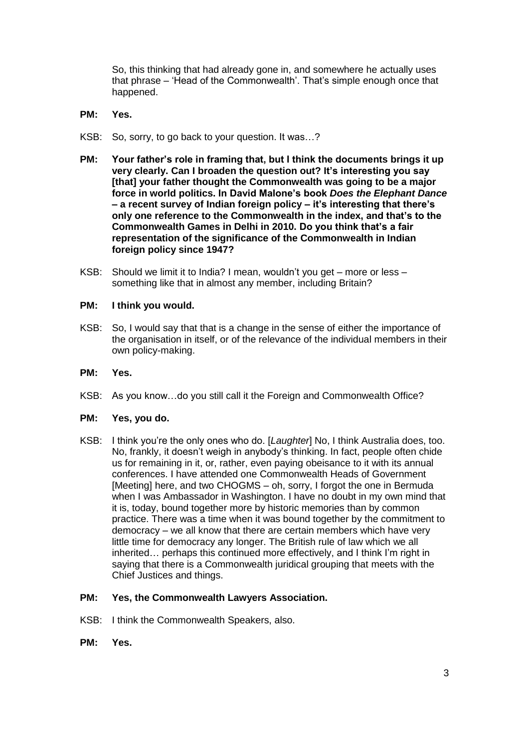So, this thinking that had already gone in, and somewhere he actually uses that phrase – 'Head of the Commonwealth'. That's simple enough once that happened.

**PM: Yes.**

KSB: So, sorry, to go back to your question. It was…?

**PM: Your father's role in framing that, but I think the documents brings it up very clearly. Can I broaden the question out? It's interesting you say [that] your father thought the Commonwealth was going to be a major force in world politics. In David Malone's book *Does the Elephant Dance* – a recent survey of Indian foreign policy – it's interesting that there's only one reference to the Commonwealth in the index, and that's to the Commonwealth Games in Delhi in 2010. Do you think that's a fair representation of the significance of the Commonwealth in Indian foreign policy since 1947?**

KSB: Should we limit it to India? I mean, wouldn't you get – more or less – something like that in almost any member, including Britain?

**PM: I think you would.**

KSB: So, I would say that that is a change in the sense of either the importance of the organisation in itself, or of the relevance of the individual members in their own policy-making.

**PM: Yes.**

KSB: As you know…do you still call it the Foreign and Commonwealth Office?

**PM: Yes, you do.**

KSB: I think you're the only ones who do. [*Laughter*] No, I think Australia does, too. No, frankly, it doesn't weigh in anybody's thinking. In fact, people often chide us for remaining in it, or, rather, even paying obeisance to it with its annual conferences. I have attended one Commonwealth Heads of Government [Meeting] here, and two CHOGMS – oh, sorry, I forgot the one in Bermuda when I was Ambassador in Washington. I have no doubt in my own mind that it is, today, bound together more by historic memories than by common practice. There was a time when it was bound together by the commitment to democracy – we all know that there are certain members which have very little time for democracy any longer. The British rule of law which we all inherited… perhaps this continued more effectively, and I think I'm right in saying that there is a Commonwealth juridical grouping that meets with the Chief Justices and things.

**PM: Yes, the Commonwealth Lawyers Association.**

KSB: I think the Commonwealth Speakers, also.

**PM: Yes.**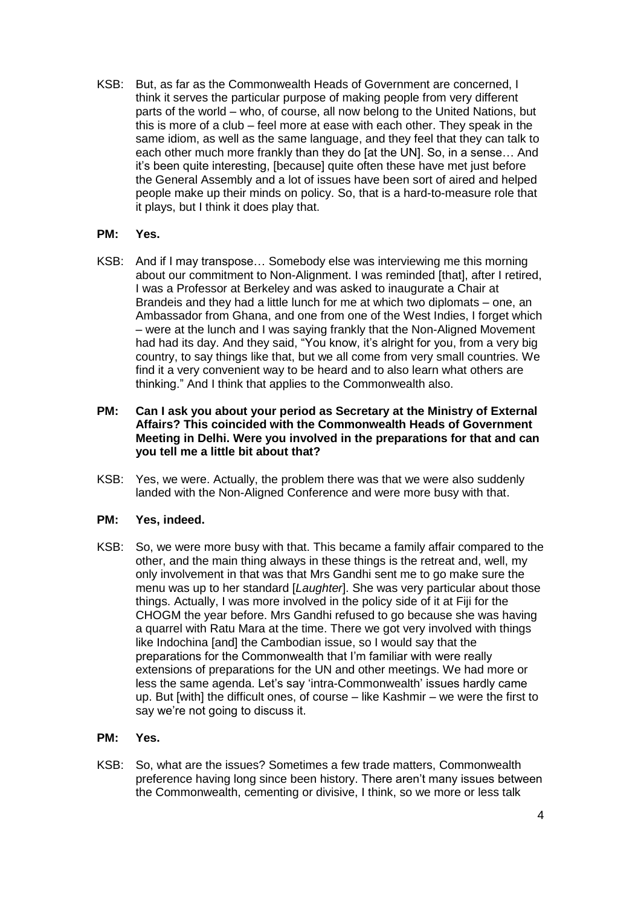KSB: But, as far as the Commonwealth Heads of Government are concerned, I think it serves the particular purpose of making people from very different parts of the world – who, of course, all now belong to the United Nations, but this is more of a club – feel more at ease with each other. They speak in the same idiom, as well as the same language, and they feel that they can talk to each other much more frankly than they do [at the UN]. So, in a sense… And it's been quite interesting, [because] quite often these have met just before the General Assembly and a lot of issues have been sort of aired and helped people make up their minds on policy. So, that is a hard-to-measure role that it plays, but I think it does play that.

**PM: Yes.**

KSB: And if I may transpose… Somebody else was interviewing me this morning about our commitment to Non-Alignment. I was reminded [that], after I retired, I was a Professor at Berkeley and was asked to inaugurate a Chair at Brandeis and they had a little lunch for me at which two diplomats – one, an Ambassador from Ghana, and one from one of the West Indies, I forget which – were at the lunch and I was saying frankly that the Non-Aligned Movement had had its day. And they said, "You know, it's alright for you, from a very big country, to say things like that, but we all come from very small countries. We find it a very convenient way to be heard and to also learn what others are thinking." And I think that applies to the Commonwealth also.

**PM: Can I ask you about your period as Secretary at the Ministry of External Affairs? This coincided with the Commonwealth Heads of Government Meeting in Delhi. Were you involved in the preparations for that and can you tell me a little bit about that?**

KSB: Yes, we were. Actually, the problem there was that we were also suddenly landed with the Non-Aligned Conference and were more busy with that.

**PM: Yes, indeed.**

KSB: So, we were more busy with that. This became a family affair compared to the other, and the main thing always in these things is the retreat and, well, my only involvement in that was that Mrs Gandhi sent me to go make sure the menu was up to her standard [*Laughter*]. She was very particular about those things. Actually, I was more involved in the policy side of it at Fiji for the CHOGM the year before. Mrs Gandhi refused to go because she was having a quarrel with Ratu Mara at the time. There we got very involved with things like Indochina [and] the Cambodian issue, so I would say that the preparations for the Commonwealth that I'm familiar with were really extensions of preparations for the UN and other meetings. We had more or less the same agenda. Let's say 'intra-Commonwealth' issues hardly came up. But [with] the difficult ones, of course – like Kashmir – we were the first to say we're not going to discuss it.

**PM: Yes.**

KSB: So, what are the issues? Sometimes a few trade matters, Commonwealth preference having long since been history. There aren't many issues between the Commonwealth, cementing or divisive, I think, so we more or less talk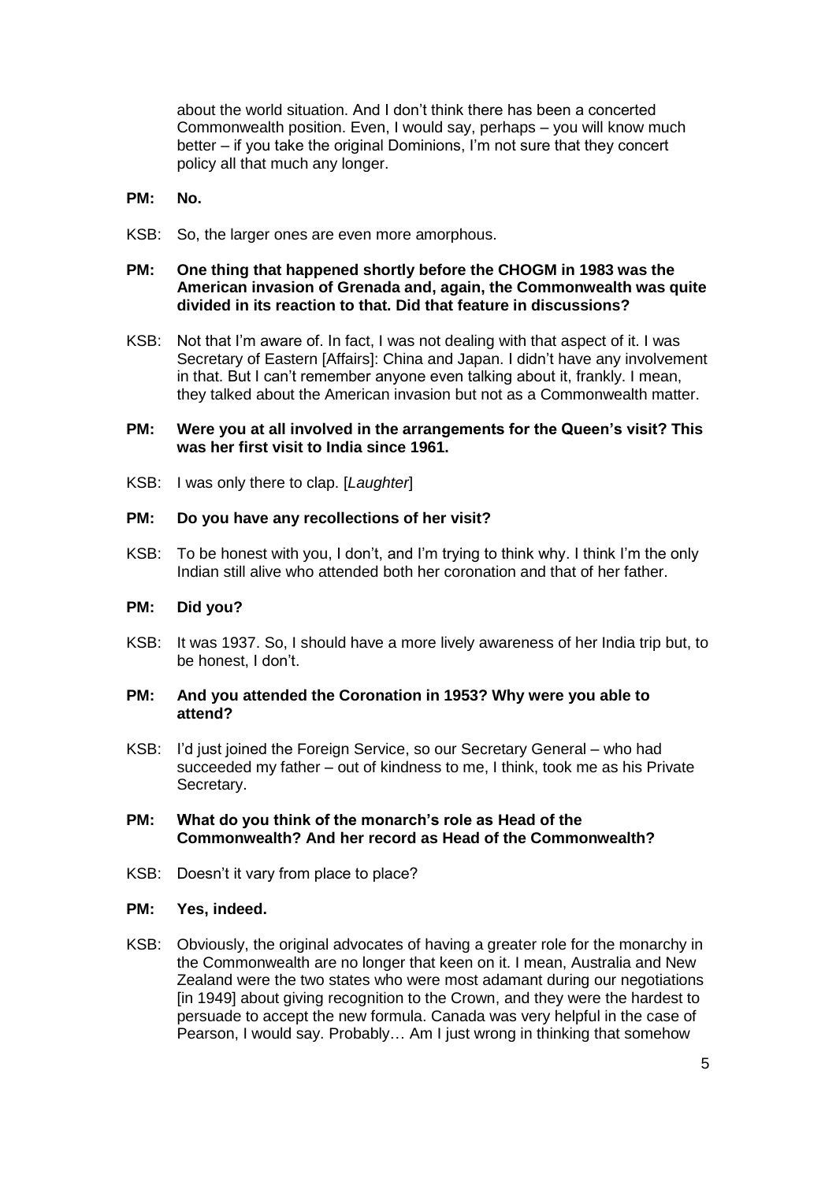about the world situation. And I don't think there has been a concerted Commonwealth position. Even, I would say, perhaps – you will know much better – if you take the original Dominions, I'm not sure that they concert policy all that much any longer.

**PM: No.**

KSB: So, the larger ones are even more amorphous.

**PM: One thing that happened shortly before the CHOGM in 1983 was the American invasion of Grenada and, again, the Commonwealth was quite divided in its reaction to that. Did that feature in discussions?**

KSB: Not that I'm aware of. In fact, I was not dealing with that aspect of it. I was Secretary of Eastern [Affairs]: China and Japan. I didn't have any involvement in that. But I can't remember anyone even talking about it, frankly. I mean, they talked about the American invasion but not as a Commonwealth matter.

**PM: Were you at all involved in the arrangements for the Queen's visit? This was her first visit to India since 1961.**

KSB: I was only there to clap. [*Laughter*]

**PM: Do you have any recollections of her visit?**

KSB: To be honest with you, I don't, and I'm trying to think why. I think I'm the only Indian still alive who attended both her coronation and that of her father.

**PM: Did you?**

KSB: It was 1937. So, I should have a more lively awareness of her India trip but, to be honest, I don't.

**PM: And you attended the Coronation in 1953? Why were you able to attend?**

KSB: I'd just joined the Foreign Service, so our Secretary General – who had succeeded my father – out of kindness to me, I think, took me as his Private Secretary.

**PM: What do you think of the monarch's role as Head of the Commonwealth? And her record as Head of the Commonwealth?**

KSB: Doesn't it vary from place to place?

**PM: Yes, indeed.**

KSB: Obviously, the original advocates of having a greater role for the monarchy in the Commonwealth are no longer that keen on it. I mean, Australia and New Zealand were the two states who were most adamant during our negotiations [in 1949] about giving recognition to the Crown, and they were the hardest to persuade to accept the new formula. Canada was very helpful in the case of Pearson, I would say. Probably… Am I just wrong in thinking that somehow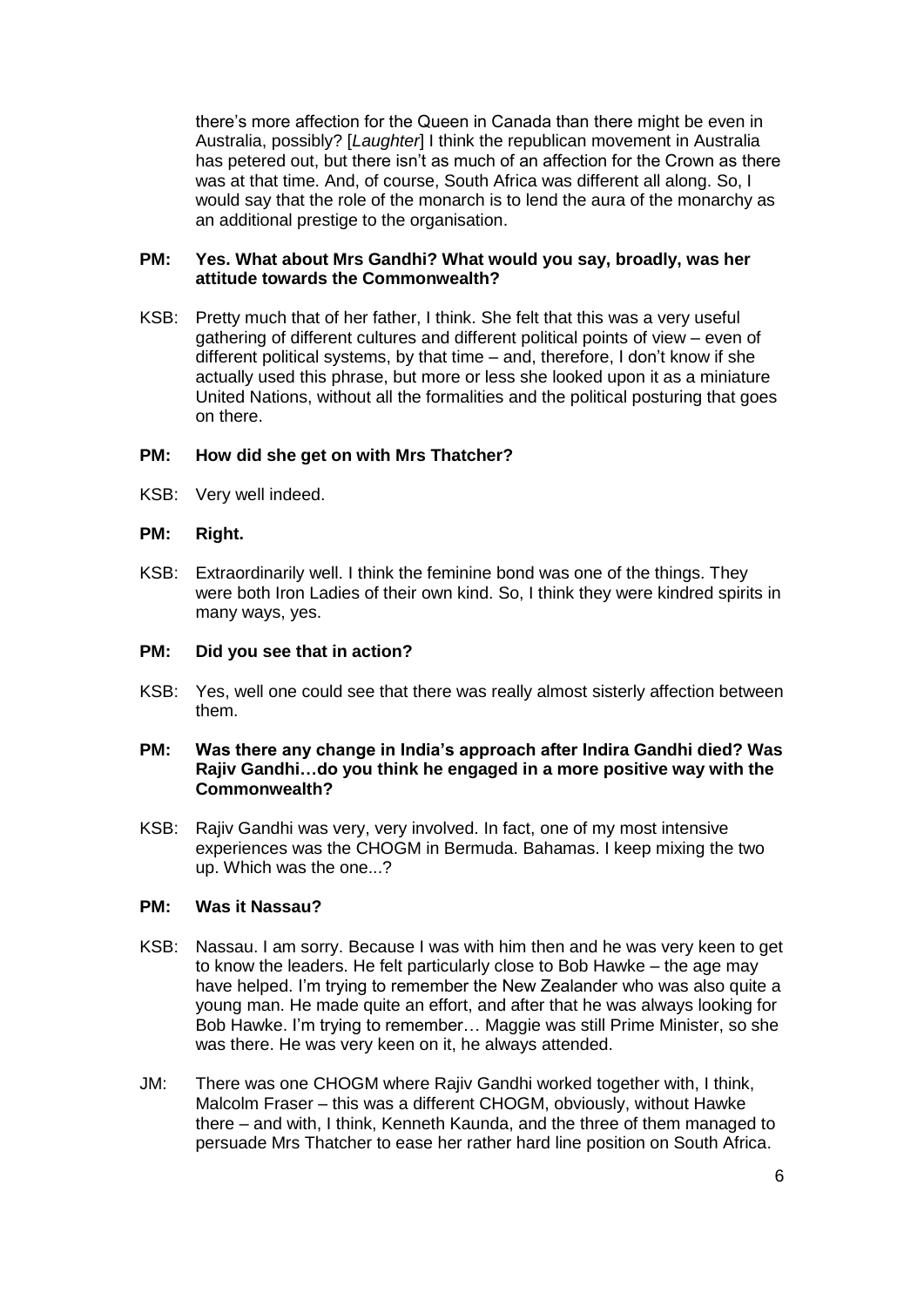there's more affection for the Queen in Canada than there might be even in Australia, possibly? [*Laughter*] I think the republican movement in Australia has petered out, but there isn't as much of an affection for the Crown as there was at that time. And, of course, South Africa was different all along. So, I would say that the role of the monarch is to lend the aura of the monarchy as an additional prestige to the organisation.

**PM: Yes. What about Mrs Gandhi? What would you say, broadly, was her attitude towards the Commonwealth?**

KSB: Pretty much that of her father, I think. She felt that this was a very useful gathering of different cultures and different political points of view – even of different political systems, by that time – and, therefore, I don't know if she actually used this phrase, but more or less she looked upon it as a miniature United Nations, without all the formalities and the political posturing that goes on there.

**PM: How did she get on with Mrs Thatcher?**

KSB: Very well indeed.

**PM: Right.**

KSB: Extraordinarily well. I think the feminine bond was one of the things. They were both Iron Ladies of their own kind. So, I think they were kindred spirits in many ways, yes.

**PM: Did you see that in action?**

KSB: Yes, well one could see that there was really almost sisterly affection between them.

**PM: Was there any change in India's approach after Indira Gandhi died? Was Rajiv Gandhi…do you think he engaged in a more positive way with the Commonwealth?**

KSB: Rajiv Gandhi was very, very involved. In fact, one of my most intensive experiences was the CHOGM in Bermuda. Bahamas. I keep mixing the two up. Which was the one...?

**PM: Was it Nassau?**

KSB: Nassau. I am sorry. Because I was with him then and he was very keen to get to know the leaders. He felt particularly close to Bob Hawke – the age may have helped. I'm trying to remember the New Zealander who was also quite a young man. He made quite an effort, and after that he was always looking for Bob Hawke. I'm trying to remember… Maggie was still Prime Minister, so she was there. He was very keen on it, he always attended.

JM: There was one CHOGM where Rajiv Gandhi worked together with, I think, Malcolm Fraser – this was a different CHOGM, obviously, without Hawke there – and with, I think, Kenneth Kaunda, and the three of them managed to persuade Mrs Thatcher to ease her rather hard line position on South Africa.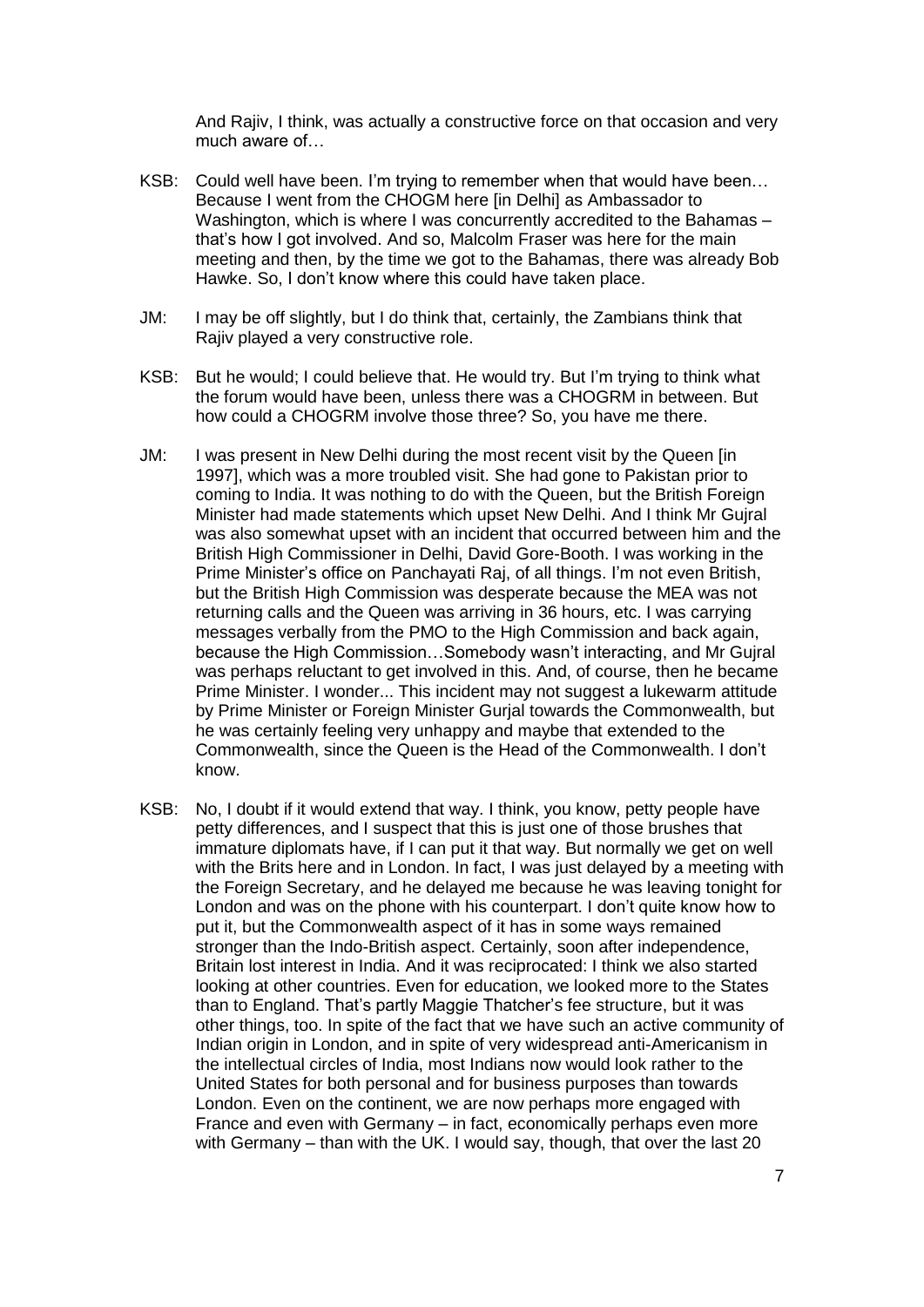And Rajiv, I think, was actually a constructive force on that occasion and very much aware of…

KSB: Could well have been. I'm trying to remember when that would have been… Because I went from the CHOGM here [in Delhi] as Ambassador to Washington, which is where I was concurrently accredited to the Bahamas – that's how I got involved. And so, Malcolm Fraser was here for the main meeting and then, by the time we got to the Bahamas, there was already Bob Hawke. So, I don't know where this could have taken place.

JM: I may be off slightly, but I do think that, certainly, the Zambians think that Rajiv played a very constructive role.

KSB: But he would; I could believe that. He would try. But I'm trying to think what the forum would have been, unless there was a CHOGRM in between. But how could a CHOGRM involve those three? So, you have me there.

JM: I was present in New Delhi during the most recent visit by the Queen [in 1997], which was a more troubled visit. She had gone to Pakistan prior to coming to India. It was nothing to do with the Queen, but the British Foreign Minister had made statements which upset New Delhi. And I think Mr Gujral was also somewhat upset with an incident that occurred between him and the British High Commissioner in Delhi, David Gore-Booth. I was working in the Prime Minister's office on Panchayati Raj, of all things. I'm not even British, but the British High Commission was desperate because the MEA was not returning calls and the Queen was arriving in 36 hours, etc. I was carrying messages verbally from the PMO to the High Commission and back again, because the High Commission…Somebody wasn't interacting, and Mr Gujral was perhaps reluctant to get involved in this. And, of course, then he became Prime Minister. I wonder... This incident may not suggest a lukewarm attitude by Prime Minister or Foreign Minister Gurjal towards the Commonwealth, but he was certainly feeling very unhappy and maybe that extended to the Commonwealth, since the Queen is the Head of the Commonwealth. I don't know.

KSB: No, I doubt if it would extend that way. I think, you know, petty people have petty differences, and I suspect that this is just one of those brushes that immature diplomats have, if I can put it that way. But normally we get on well with the Brits here and in London. In fact, I was just delayed by a meeting with the Foreign Secretary, and he delayed me because he was leaving tonight for London and was on the phone with his counterpart. I don't quite know how to put it, but the Commonwealth aspect of it has in some ways remained stronger than the Indo-British aspect. Certainly, soon after independence, Britain lost interest in India. And it was reciprocated: I think we also started looking at other countries. Even for education, we looked more to the States than to England. That's partly Maggie Thatcher's fee structure, but it was other things, too. In spite of the fact that we have such an active community of Indian origin in London, and in spite of very widespread anti-Americanism in the intellectual circles of India, most Indians now would look rather to the United States for both personal and for business purposes than towards London. Even on the continent, we are now perhaps more engaged with France and even with Germany – in fact, economically perhaps even more with Germany – than with the UK. I would say, though, that over the last 20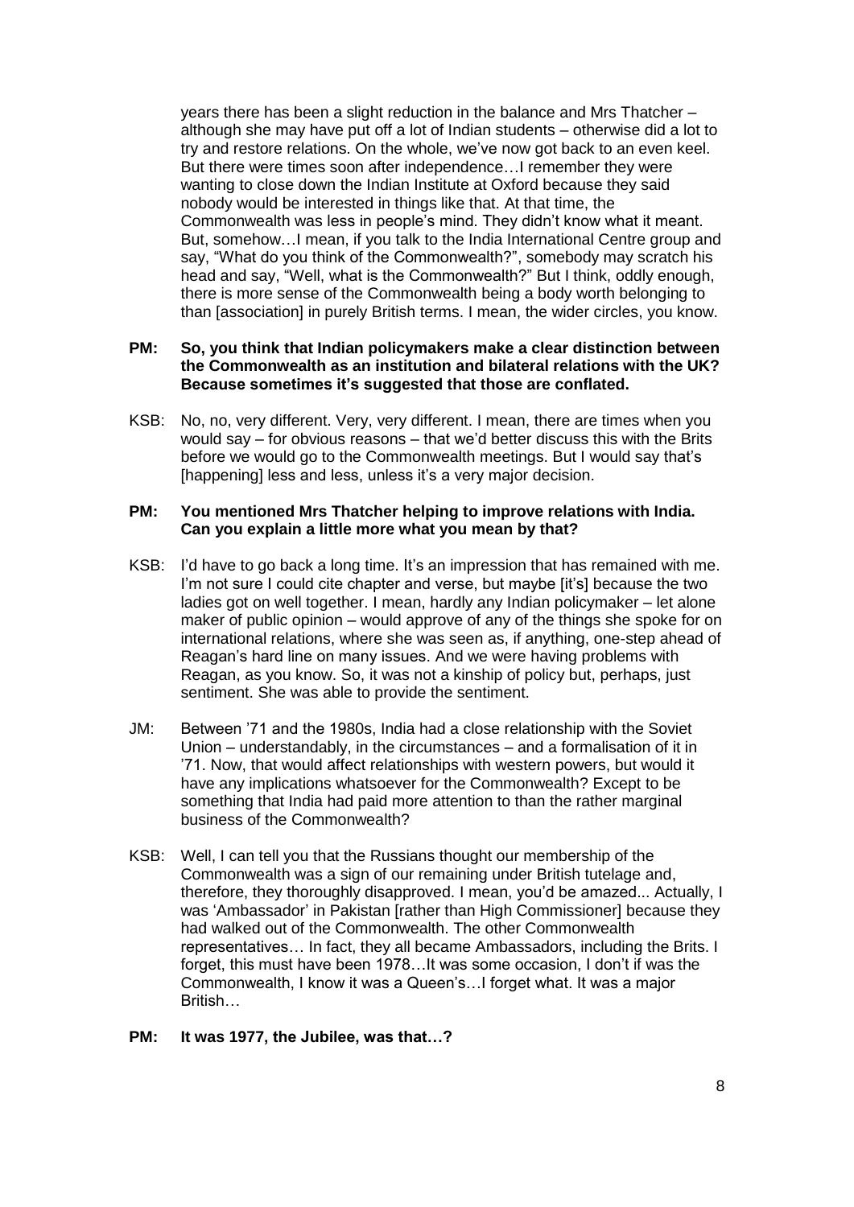years there has been a slight reduction in the balance and Mrs Thatcher – although she may have put off a lot of Indian students – otherwise did a lot to try and restore relations. On the whole, we've now got back to an even keel. But there were times soon after independence…I remember they were wanting to close down the Indian Institute at Oxford because they said nobody would be interested in things like that. At that time, the Commonwealth was less in people's mind. They didn't know what it meant. But, somehow…I mean, if you talk to the India International Centre group and say, "What do you think of the Commonwealth?", somebody may scratch his head and say, "Well, what is the Commonwealth?" But I think, oddly enough, there is more sense of the Commonwealth being a body worth belonging to than [association] in purely British terms. I mean, the wider circles, you know.

**PM: So, you think that Indian policymakers make a clear distinction between the Commonwealth as an institution and bilateral relations with the UK? Because sometimes it's suggested that those are conflated.**

KSB: No, no, very different. Very, very different. I mean, there are times when you would say – for obvious reasons – that we'd better discuss this with the Brits before we would go to the Commonwealth meetings. But I would say that's [happening] less and less, unless it's a very major decision.

**PM: You mentioned Mrs Thatcher helping to improve relations with India. Can you explain a little more what you mean by that?**

KSB: I'd have to go back a long time. It's an impression that has remained with me. I'm not sure I could cite chapter and verse, but maybe [it's] because the two ladies got on well together. I mean, hardly any Indian policymaker – let alone maker of public opinion – would approve of any of the things she spoke for on international relations, where she was seen as, if anything, one-step ahead of Reagan's hard line on many issues. And we were having problems with Reagan, as you know. So, it was not a kinship of policy but, perhaps, just sentiment. She was able to provide the sentiment.

JM: Between '71 and the 1980s, India had a close relationship with the Soviet Union – understandably, in the circumstances – and a formalisation of it in '71. Now, that would affect relationships with western powers, but would it have any implications whatsoever for the Commonwealth? Except to be something that India had paid more attention to than the rather marginal business of the Commonwealth?

KSB: Well, I can tell you that the Russians thought our membership of the Commonwealth was a sign of our remaining under British tutelage and, therefore, they thoroughly disapproved. I mean, you'd be amazed... Actually, I was 'Ambassador' in Pakistan [rather than High Commissioner] because they had walked out of the Commonwealth. The other Commonwealth representatives… In fact, they all became Ambassadors, including the Brits. I forget, this must have been 1978…It was some occasion, I don't if was the Commonwealth, I know it was a Queen's…I forget what. It was a major British…

**PM: It was 1977, the Jubilee, was that…?**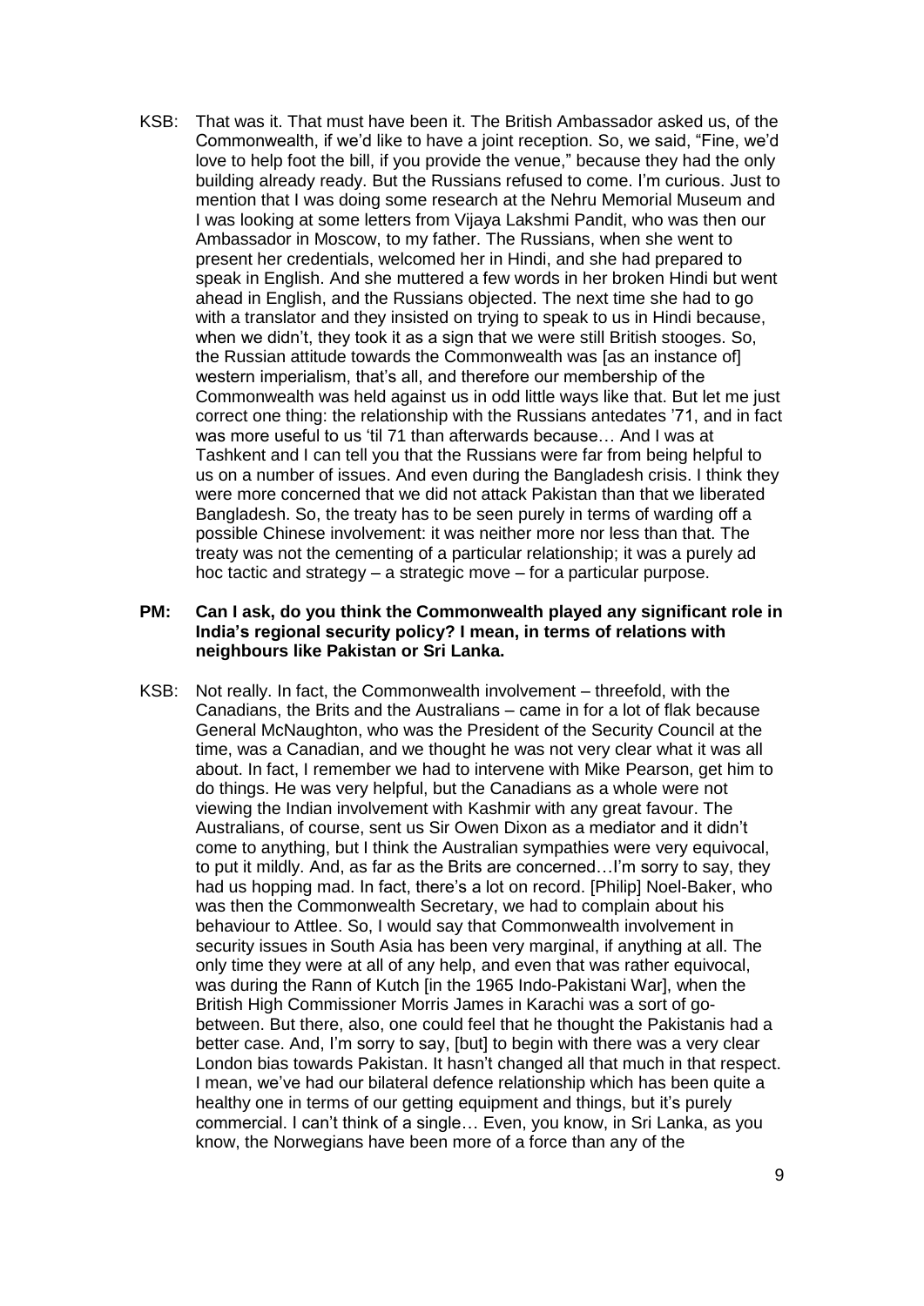KSB: That was it. That must have been it. The British Ambassador asked us, of the Commonwealth, if we'd like to have a joint reception. So, we said, "Fine, we'd love to help foot the bill, if you provide the venue," because they had the only building already ready. But the Russians refused to come. I'm curious. Just to mention that I was doing some research at the Nehru Memorial Museum and I was looking at some letters from Vijaya Lakshmi Pandit, who was then our Ambassador in Moscow, to my father. The Russians, when she went to present her credentials, welcomed her in Hindi, and she had prepared to speak in English. And she muttered a few words in her broken Hindi but went ahead in English, and the Russians objected. The next time she had to go with a translator and they insisted on trying to speak to us in Hindi because, when we didn't, they took it as a sign that we were still British stooges. So, the Russian attitude towards the Commonwealth was [as an instance of] western imperialism, that's all, and therefore our membership of the Commonwealth was held against us in odd little ways like that. But let me just correct one thing: the relationship with the Russians antedates '71, and in fact was more useful to us 'til 71 than afterwards because… And I was at Tashkent and I can tell you that the Russians were far from being helpful to us on a number of issues. And even during the Bangladesh crisis. I think they were more concerned that we did not attack Pakistan than that we liberated Bangladesh. So, the treaty has to be seen purely in terms of warding off a possible Chinese involvement: it was neither more nor less than that. The treaty was not the cementing of a particular relationship; it was a purely ad hoc tactic and strategy – a strategic move – for a particular purpose.

**PM: Can I ask, do you think the Commonwealth played any significant role in India's regional security policy? I mean, in terms of relations with neighbours like Pakistan or Sri Lanka.**

KSB: Not really. In fact, the Commonwealth involvement – threefold, with the Canadians, the Brits and the Australians – came in for a lot of flak because General McNaughton, who was the President of the Security Council at the time, was a Canadian, and we thought he was not very clear what it was all about. In fact, I remember we had to intervene with Mike Pearson, get him to do things. He was very helpful, but the Canadians as a whole were not viewing the Indian involvement with Kashmir with any great favour. The Australians, of course, sent us Sir Owen Dixon as a mediator and it didn't come to anything, but I think the Australian sympathies were very equivocal, to put it mildly. And, as far as the Brits are concerned…I'm sorry to say, they had us hopping mad. In fact, there's a lot on record. [Philip] Noel-Baker, who was then the Commonwealth Secretary, we had to complain about his behaviour to Attlee. So, I would say that Commonwealth involvement in security issues in South Asia has been very marginal, if anything at all. The only time they were at all of any help, and even that was rather equivocal, was during the Rann of Kutch [in the 1965 Indo-Pakistani War], when the British High Commissioner Morris James in Karachi was a sort of go-between. But there, also, one could feel that he thought the Pakistanis had a better case. And, I'm sorry to say, [but] to begin with there was a very clear London bias towards Pakistan. It hasn't changed all that much in that respect. I mean, we've had our bilateral defence relationship which has been quite a healthy one in terms of our getting equipment and things, but it's purely commercial. I can't think of a single… Even, you know, in Sri Lanka, as you know, the Norwegians have been more of a force than any of the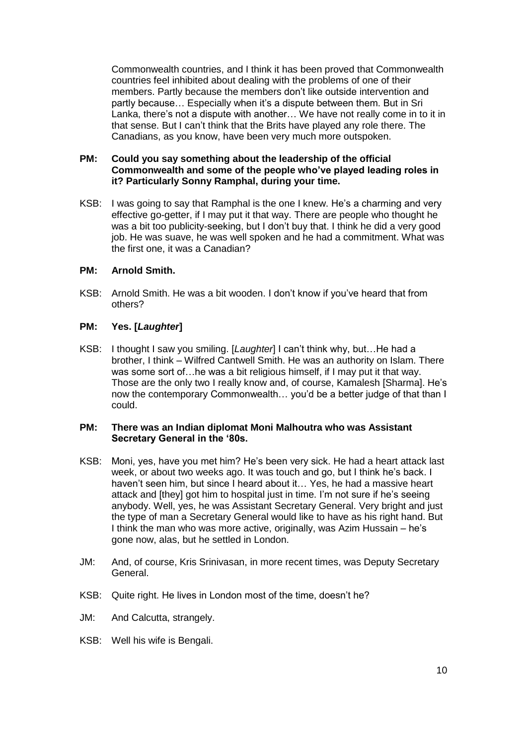Commonwealth countries, and I think it has been proved that Commonwealth countries feel inhibited about dealing with the problems of one of their members. Partly because the members don't like outside intervention and partly because… Especially when it's a dispute between them. But in Sri Lanka, there's not a dispute with another… We have not really come in to it in that sense. But I can't think that the Brits have played any role there. The Canadians, as you know, have been very much more outspoken.

**PM: Could you say something about the leadership of the official Commonwealth and some of the people who've played leading roles in it? Particularly Sonny Ramphal, during your time.**

KSB: I was going to say that Ramphal is the one I knew. He's a charming and very effective go-getter, if I may put it that way. There are people who thought he was a bit too publicity-seeking, but I don't buy that. I think he did a very good job. He was suave, he was well spoken and he had a commitment. What was the first one, it was a Canadian?

**PM: Arnold Smith.**

KSB: Arnold Smith. He was a bit wooden. I don't know if you've heard that from others?

**PM: Yes. [*Laughter*]**

KSB: I thought I saw you smiling. [*Laughter*] I can't think why, but…He had a brother, I think – Wilfred Cantwell Smith. He was an authority on Islam. There was some sort of…he was a bit religious himself, if I may put it that way. Those are the only two I really know and, of course, Kamalesh [Sharma]. He's now the contemporary Commonwealth… you'd be a better judge of that than I could.

**PM: There was an Indian diplomat Moni Malhoutra who was Assistant Secretary General in the '80s.**

KSB: Moni, yes, have you met him? He's been very sick. He had a heart attack last week, or about two weeks ago. It was touch and go, but I think he's back. I haven't seen him, but since I heard about it… Yes, he had a massive heart attack and [they] got him to hospital just in time. I'm not sure if he's seeing anybody. Well, yes, he was Assistant Secretary General. Very bright and just the type of man a Secretary General would like to have as his right hand. But I think the man who was more active, originally, was Azim Hussain – he's gone now, alas, but he settled in London.

JM: And, of course, Kris Srinivasan, in more recent times, was Deputy Secretary General.

KSB: Quite right. He lives in London most of the time, doesn't he?

JM: And Calcutta, strangely.

KSB: Well his wife is Bengali.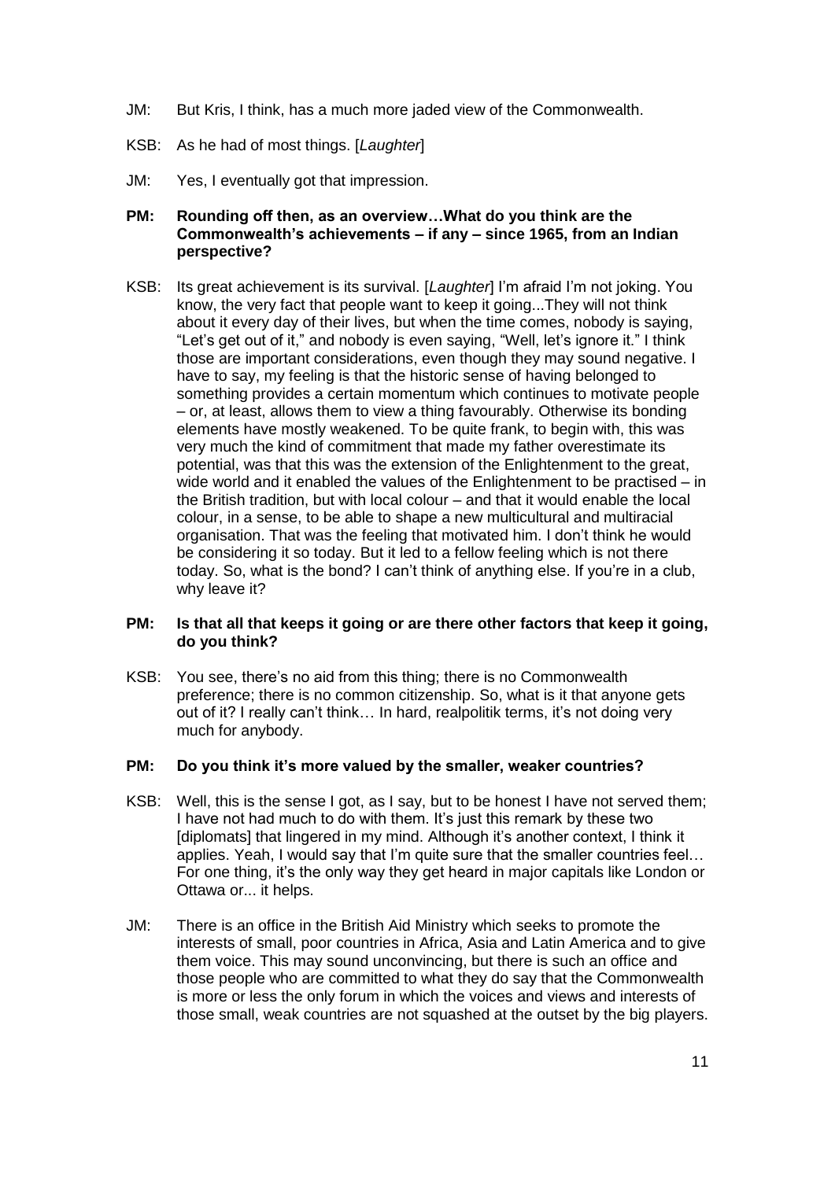JM: But Kris, I think, has a much more jaded view of the Commonwealth.

KSB: As he had of most things. [*Laughter*]

JM: Yes, I eventually got that impression.

**PM: Rounding off then, as an overview…What do you think are the Commonwealth's achievements – if any – since 1965, from an Indian perspective?**

KSB: Its great achievement is its survival. [*Laughter*] I'm afraid I'm not joking. You know, the very fact that people want to keep it going...They will not think about it every day of their lives, but when the time comes, nobody is saying, "Let's get out of it," and nobody is even saying, "Well, let's ignore it." I think those are important considerations, even though they may sound negative. I have to say, my feeling is that the historic sense of having belonged to something provides a certain momentum which continues to motivate people – or, at least, allows them to view a thing favourably. Otherwise its bonding elements have mostly weakened. To be quite frank, to begin with, this was very much the kind of commitment that made my father overestimate its potential, was that this was the extension of the Enlightenment to the great, wide world and it enabled the values of the Enlightenment to be practised – in the British tradition, but with local colour – and that it would enable the local colour, in a sense, to be able to shape a new multicultural and multiracial organisation. That was the feeling that motivated him. I don't think he would be considering it so today. But it led to a fellow feeling which is not there today. So, what is the bond? I can't think of anything else. If you're in a club, why leave it?

**PM: Is that all that keeps it going or are there other factors that keep it going, do you think?**

KSB: You see, there's no aid from this thing; there is no Commonwealth preference; there is no common citizenship. So, what is it that anyone gets out of it? I really can't think… In hard, realpolitik terms, it's not doing very much for anybody.

**PM: Do you think it's more valued by the smaller, weaker countries?**

KSB: Well, this is the sense I got, as I say, but to be honest I have not served them; I have not had much to do with them. It's just this remark by these two [diplomats] that lingered in my mind. Although it's another context, I think it applies. Yeah, I would say that I'm quite sure that the smaller countries feel… For one thing, it's the only way they get heard in major capitals like London or Ottawa or... it helps.

JM: There is an office in the British Aid Ministry which seeks to promote the interests of small, poor countries in Africa, Asia and Latin America and to give them voice. This may sound unconvincing, but there is such an office and those people who are committed to what they do say that the Commonwealth is more or less the only forum in which the voices and views and interests of those small, weak countries are not squashed at the outset by the big players.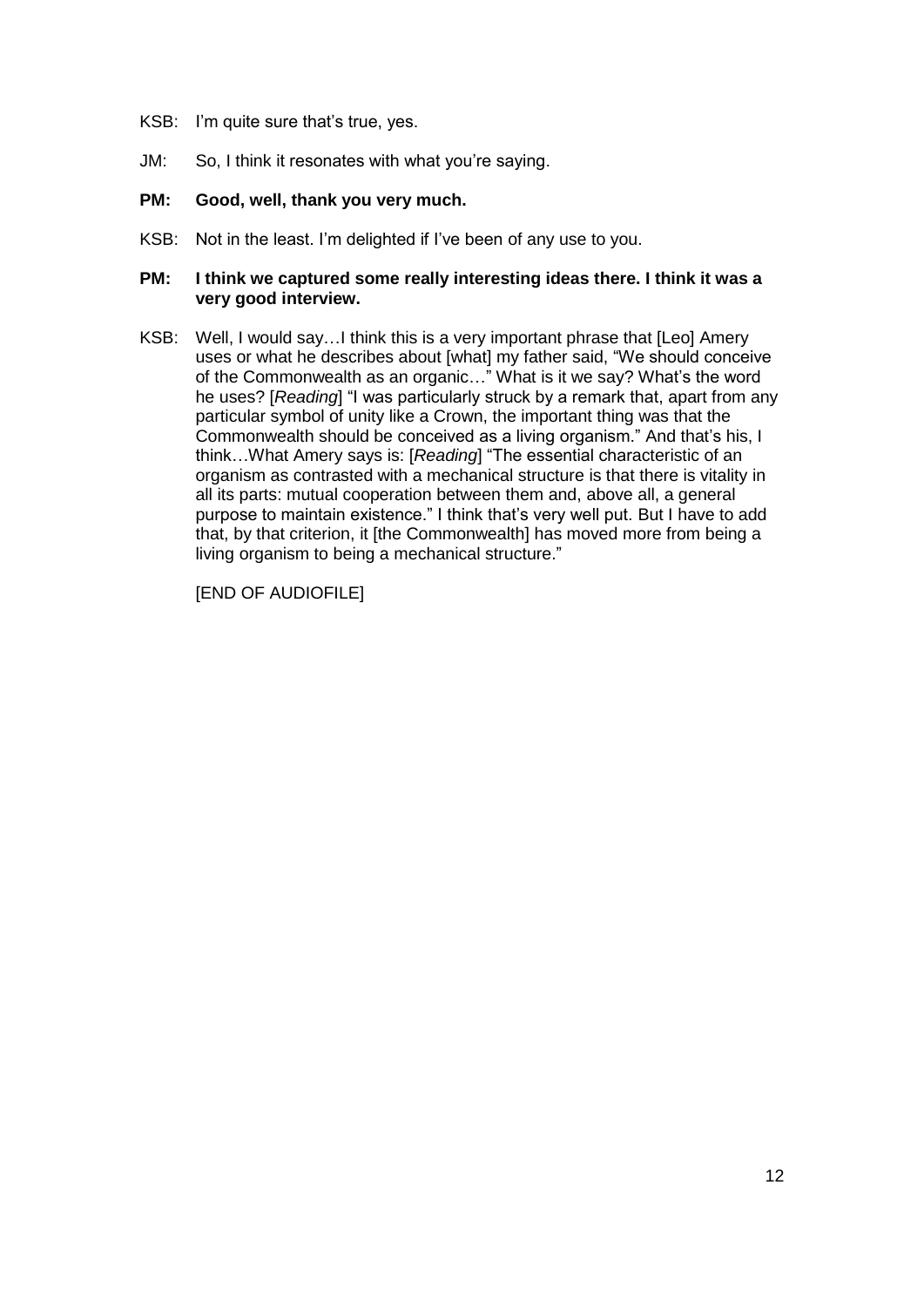KSB: I'm quite sure that's true, yes.

JM: So, I think it resonates with what you're saying.

**PM: Good, well, thank you very much.**

KSB: Not in the least. I'm delighted if I've been of any use to you.

**PM: I think we captured some really interesting ideas there. I think it was a very good interview.**

KSB: Well, I would say…I think this is a very important phrase that [Leo] Amery uses or what he describes about [what] my father said, "We should conceive of the Commonwealth as an organic…" What is it we say? What's the word he uses? [*Reading*] "I was particularly struck by a remark that, apart from any particular symbol of unity like a Crown, the important thing was that the Commonwealth should be conceived as a living organism." And that's his, I think…What Amery says is: [*Reading*] "The essential characteristic of an organism as contrasted with a mechanical structure is that there is vitality in all its parts: mutual cooperation between them and, above all, a general purpose to maintain existence." I think that's very well put. But I have to add that, by that criterion, it [the Commonwealth] has moved more from being a living organism to being a mechanical structure."

[END OF AUDIOFILE]